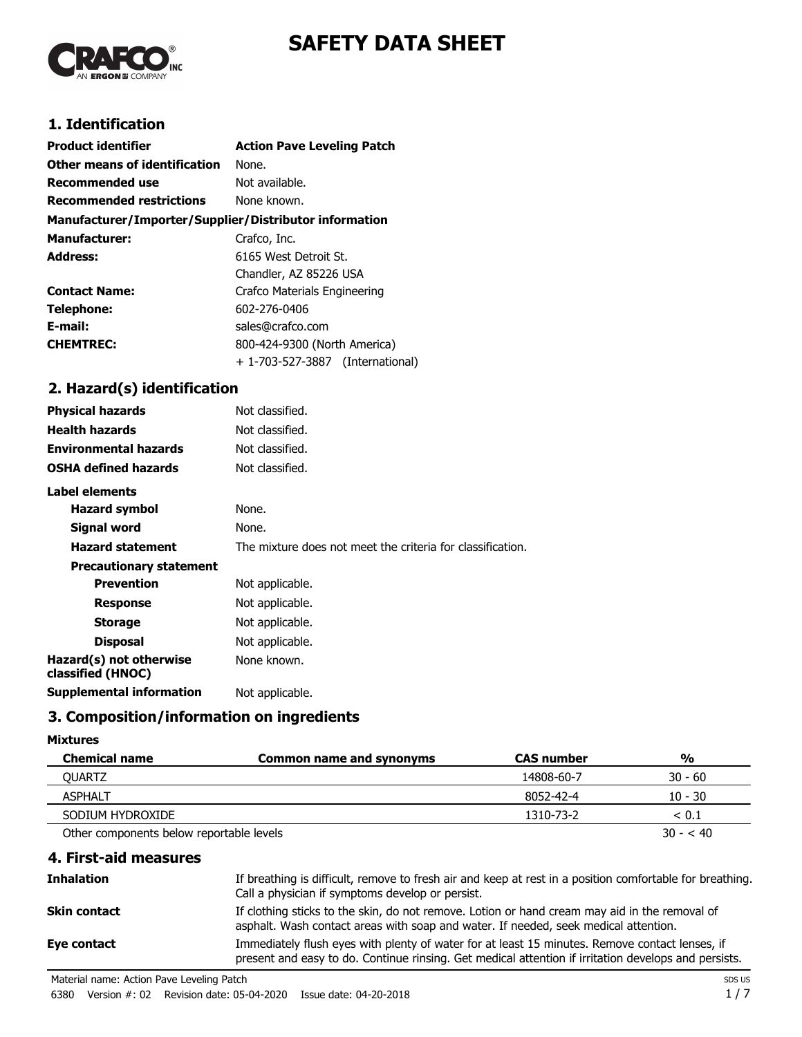# SAFETY DATA SHEET

## 1. Identification

| | |
|---|---|
| **Product identifier** | **Action Pave Leveling Patch** |
| **Other means of identification** | None. |
| **Recommended use** | Not available. |
| **Recommended restrictions** | None known. |

**Manufacturer/Importer/Supplier/Distributor information**

| | |
|---|---|
| **Manufacturer:** | Crafco, Inc. |
| **Address:** | 6165 West Detroit St.<br>Chandler, AZ 85226 USA |
| **Contact Name:** | Crafco Materials Engineering |
| **Telephone:** | 602-276-0406 |
| **E-mail:** | sales@crafco.com |
| **CHEMTREC:** | 800-424-9300 (North America)<br>+ 1-703-527-3887 (International) |

## 2. Hazard(s) identification

| | |
|---|---|
| **Physical hazards** | Not classified. |
| **Health hazards** | Not classified. |
| **Environmental hazards** | Not classified. |
| **OSHA defined hazards** | Not classified. |

**Label elements**

| | |
|---|---|
| **Hazard symbol** | None. |
| **Signal word** | None. |
| **Hazard statement** | The mixture does not meet the criteria for classification. |

**Precautionary statement**

| | |
|---|---|
| **Prevention** | Not applicable. |
| **Response** | Not applicable. |
| **Storage** | Not applicable. |
| **Disposal** | Not applicable. |
| **Hazard(s) not otherwise classified (HNOC)** | None known. |
| **Supplemental information** | Not applicable. |

## 3. Composition/information on ingredients

**Mixtures**

| Chemical name | Common name and synonyms | CAS number | % |
|---|---|---|---|
| QUARTZ | | 14808-60-7 | 30 - 60 |
| ASPHALT | | 8052-42-4 | 10 - 30 |
| SODIUM HYDROXIDE | | 1310-73-2 | < 0.1 |
| Other components below reportable levels | | | 30 - < 40 |

## 4. First-aid measures

| | |
|---|---|
| **Inhalation** | If breathing is difficult, remove to fresh air and keep at rest in a position comfortable for breathing. Call a physician if symptoms develop or persist. |
| **Skin contact** | If clothing sticks to the skin, do not remove. Lotion or hand cream may aid in the removal of asphalt. Wash contact areas with soap and water. If needed, seek medical attention. |
| **Eye contact** | Immediately flush eyes with plenty of water for at least 15 minutes. Remove contact lenses, if present and easy to do. Continue rinsing. Get medical attention if irritation develops and persists. |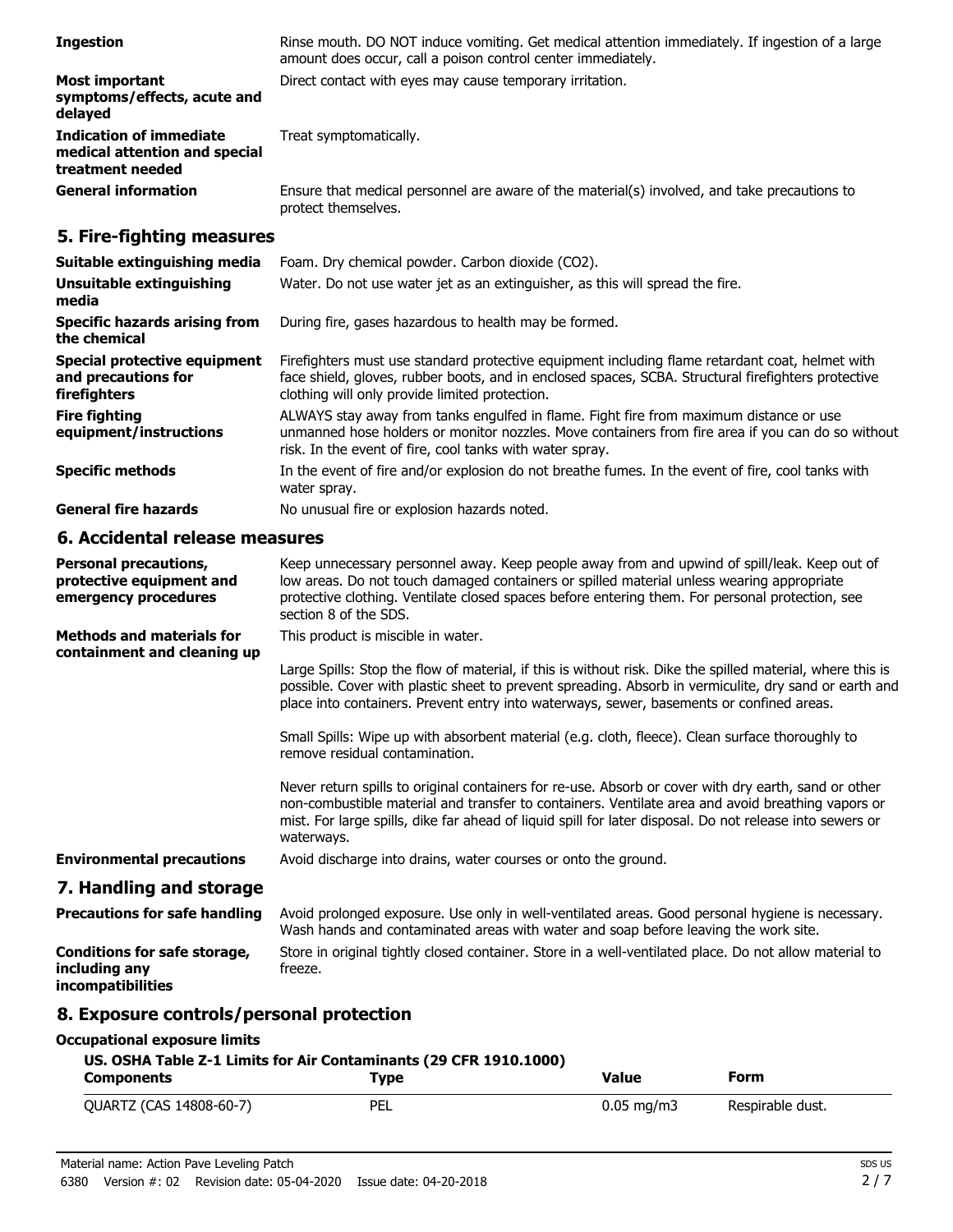**Ingestion** Rinse mouth. DO NOT induce vomiting. Get medical attention immediately. If ingestion of a large amount does occur, call a poison control center immediately.

**Most important symptoms/effects, acute and delayed** Direct contact with eyes may cause temporary irritation.

**Indication of immediate medical attention and special treatment needed** Treat symptomatically.

**General information** Ensure that medical personnel are aware of the material(s) involved, and take precautions to protect themselves.

## 5. Fire-fighting measures

**Suitable extinguishing media** Foam. Dry chemical powder. Carbon dioxide ($CO_2$).

**Unsuitable extinguishing media** Water. Do not use water jet as an extinguisher, as this will spread the fire.

**Specific hazards arising from the chemical** During fire, gases hazardous to health may be formed.

**Special protective equipment and precautions for firefighters** Firefighters must use standard protective equipment including flame retardant coat, helmet with face shield, gloves, rubber boots, and in enclosed spaces, SCBA. Structural firefighters protective clothing will only provide limited protection.

**Fire fighting equipment/instructions** ALWAYS stay away from tanks engulfed in flame. Fight fire from maximum distance or use unmanned hose holders or monitor nozzles. Move containers from fire area if you can do so without risk. In the event of fire, cool tanks with water spray.

**Specific methods** In the event of fire and/or explosion do not breathe fumes. In the event of fire, cool tanks with water spray.

**General fire hazards** No unusual fire or explosion hazards noted.

## 6. Accidental release measures

**Personal precautions, protective equipment and emergency procedures** Keep unnecessary personnel away. Keep people away from and upwind of spill/leak. Keep out of low areas. Do not touch damaged containers or spilled material unless wearing appropriate protective clothing. Ventilate closed spaces before entering them. For personal protection, see section 8 of the SDS.

**Methods and materials for containment and cleaning up** This product is miscible in water.

Large Spills: Stop the flow of material, if this is without risk. Dike the spilled material, where this is possible. Cover with plastic sheet to prevent spreading. Absorb in vermiculite, dry sand or earth and place into containers. Prevent entry into waterways, sewer, basements or confined areas.

Small Spills: Wipe up with absorbent material (e.g. cloth, fleece). Clean surface thoroughly to remove residual contamination.

Never return spills to original containers for re-use. Absorb or cover with dry earth, sand or other non-combustible material and transfer to containers. Ventilate area and avoid breathing vapors or mist. For large spills, dike far ahead of liquid spill for later disposal. Do not release into sewers or waterways.

**Environmental precautions** Avoid discharge into drains, water courses or onto the ground.

## 7. Handling and storage

**Precautions for safe handling** Avoid prolonged exposure. Use only in well-ventilated areas. Good personal hygiene is necessary. Wash hands and contaminated areas with water and soap before leaving the work site.

**Conditions for safe storage, including any incompatibilities** Store in original tightly closed container. Store in a well-ventilated place. Do not allow material to freeze.

## 8. Exposure controls/personal protection

**Occupational exposure limits**

**US. OSHA Table Z-1 Limits for Air Contaminants (29 CFR 1910.1000)**

| Components | Type | Value | Form |
|---|---|---|---|
| QUARTZ (CAS 14808-60-7) | PEL | 0.05 mg/m3 | Respirable dust. |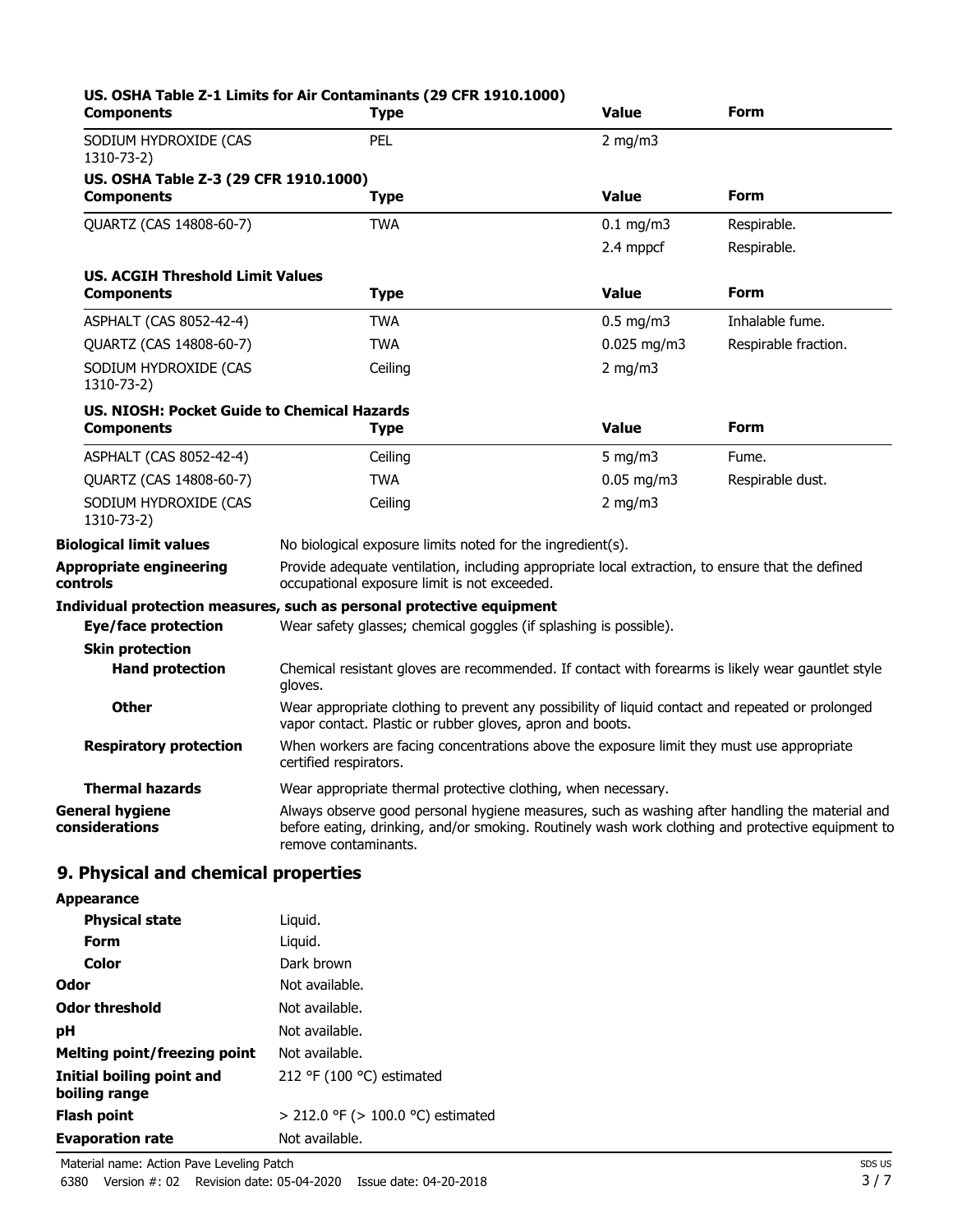**US. OSHA Table Z-1 Limits for Air Contaminants (29 CFR 1910.1000)**

| Components | Type | Value | Form |
|---|---|---|---|
| SODIUM HYDROXIDE (CAS 1310-73-2) | PEL | 2 mg/m3 | |

**US. OSHA Table Z-3 (29 CFR 1910.1000)**

| Components | Type | Value | Form |
|---|---|---|---|
| QUARTZ (CAS 14808-60-7) | TWA | 0.1 mg/m3 | Respirable. |
| | | 2.4 mppcf | Respirable. |

**US. ACGIH Threshold Limit Values**

| Components | Type | Value | Form |
|---|---|---|---|
| ASPHALT (CAS 8052-42-4) | TWA | 0.5 mg/m3 | Inhalable fume. |
| QUARTZ (CAS 14808-60-7) | TWA | 0.025 mg/m3 | Respirable fraction. |
| SODIUM HYDROXIDE (CAS 1310-73-2) | Ceiling | 2 mg/m3 | |

**US. NIOSH: Pocket Guide to Chemical Hazards**

| Components | Type | Value | Form |
|---|---|---|---|
| ASPHALT (CAS 8052-42-4) | Ceiling | 5 mg/m3 | Fume. |
| QUARTZ (CAS 14808-60-7) | TWA | 0.05 mg/m3 | Respirable dust. |
| SODIUM HYDROXIDE (CAS 1310-73-2) | Ceiling | 2 mg/m3 | |

**Biological limit values** No biological exposure limits noted for the ingredient(s).

**Appropriate engineering controls** Provide adequate ventilation, including appropriate local extraction, to ensure that the defined occupational exposure limit is not exceeded.

**Individual protection measures, such as personal protective equipment**

**Eye/face protection** Wear safety glasses; chemical goggles (if splashing is possible).

**Skin protection**

**Hand protection** Chemical resistant gloves are recommended. If contact with forearms is likely wear gauntlet style gloves.

**Other** Wear appropriate clothing to prevent any possibility of liquid contact and repeated or prolonged vapor contact. Plastic or rubber gloves, apron and boots.

**Respiratory protection** When workers are facing concentrations above the exposure limit they must use appropriate certified respirators.

**Thermal hazards** Wear appropriate thermal protective clothing, when necessary.

**General hygiene considerations** Always observe good personal hygiene measures, such as washing after handling the material and before eating, drinking, and/or smoking. Routinely wash work clothing and protective equipment to remove contaminants.

## 9. Physical and chemical properties

**Appearance**

| | |
|---|---|
| **Physical state** | Liquid. |
| **Form** | Liquid. |
| **Color** | Dark brown |
| **Odor** | Not available. |
| **Odor threshold** | Not available. |
| **pH** | Not available. |
| **Melting point/freezing point** | Not available. |
| **Initial boiling point and boiling range** | 212 °F (100 °C) estimated |
| **Flash point** | > 212.0 °F (> 100.0 °C) estimated |
| **Evaporation rate** | Not available. |

Material name: Action Pave Leveling Patch
6380 Version #: 02 Revision date: 05-04-2020 Issue date: 04-20-2018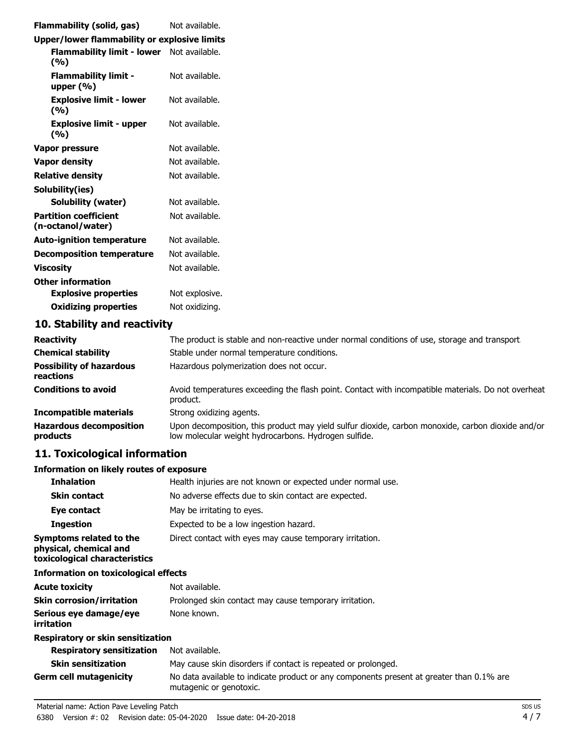| | |
|---|---|
| **Flammability (solid, gas)** | Not available. |
| **Upper/lower flammability or explosive limits** | |
| **Flammability limit - lower (%)** | Not available. |
| **Flammability limit - upper (%)** | Not available. |
| **Explosive limit - lower (%)** | Not available. |
| **Explosive limit - upper (%)** | Not available. |
| **Vapor pressure** | Not available. |
| **Vapor density** | Not available. |
| **Relative density** | Not available. |
| **Solubility(ies)** | |
| **Solubility (water)** | Not available. |
| **Partition coefficient (n-octanol/water)** | Not available. |
| **Auto-ignition temperature** | Not available. |
| **Decomposition temperature** | Not available. |
| **Viscosity** | Not available. |
| **Other information** | |
| **Explosive properties** | Not explosive. |
| **Oxidizing properties** | Not oxidizing. |

## 10. Stability and reactivity

| | |
|---|---|
| **Reactivity** | The product is stable and non-reactive under normal conditions of use, storage and transport. |
| **Chemical stability** | Stable under normal temperature conditions. |
| **Possibility of hazardous reactions** | Hazardous polymerization does not occur. |
| **Conditions to avoid** | Avoid temperatures exceeding the flash point. Contact with incompatible materials. Do not overheat product. |
| **Incompatible materials** | Strong oxidizing agents. |
| **Hazardous decomposition products** | Upon decomposition, this product may yield sulfur dioxide, carbon monoxide, carbon dioxide and/or low molecular weight hydrocarbons. Hydrogen sulfide. |

## 11. Toxicological information

**Information on likely routes of exposure**

| | |
|---|---|
| **Inhalation** | Health injuries are not known or expected under normal use. |
| **Skin contact** | No adverse effects due to skin contact are expected. |
| **Eye contact** | May be irritating to eyes. |
| **Ingestion** | Expected to be a low ingestion hazard. |
| **Symptoms related to the physical, chemical and toxicological characteristics** | Direct contact with eyes may cause temporary irritation. |

**Information on toxicological effects**

| | |
|---|---|
| **Acute toxicity** | Not available. |
| **Skin corrosion/irritation** | Prolonged skin contact may cause temporary irritation. |
| **Serious eye damage/eye irritation** | None known. |
| **Respiratory or skin sensitization** | |
| **Respiratory sensitization** | Not available. |
| **Skin sensitization** | May cause skin disorders if contact is repeated or prolonged. |
| **Germ cell mutagenicity** | No data available to indicate product or any components present at greater than 0.1% are mutagenic or genotoxic. |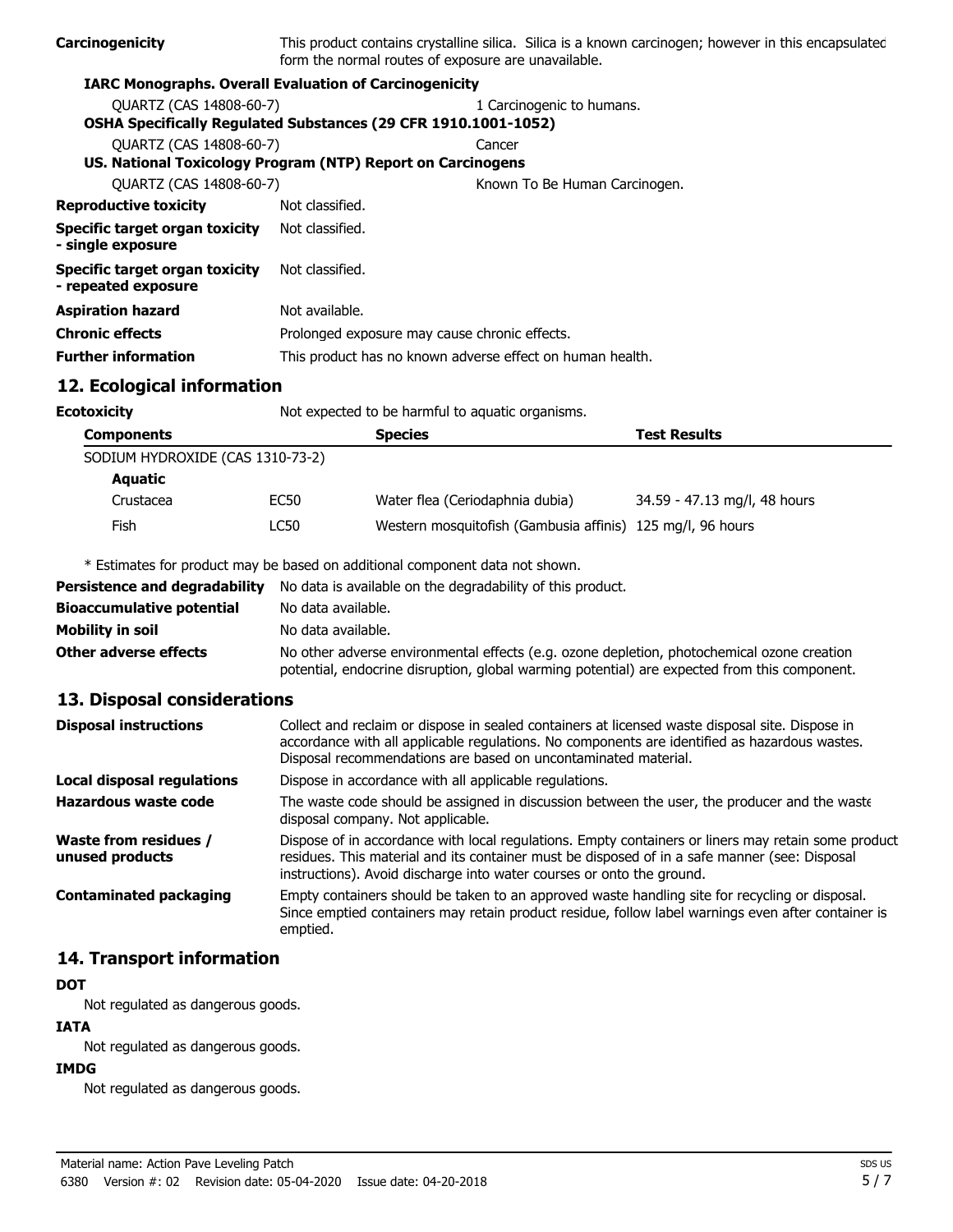**Carcinogenicity** This product contains crystalline silica. Silica is a known carcinogen; however in this encapsulated form the normal routes of exposure are unavailable.

**IARC Monographs. Overall Evaluation of Carcinogenicity**

| | |
|---|---|
| QUARTZ (CAS 14808-60-7) | 1 Carcinogenic to humans. |

**OSHA Specifically Regulated Substances (29 CFR 1910.1001-1052)**

| | |
|---|---|
| QUARTZ (CAS 14808-60-7) | Cancer |

**US. National Toxicology Program (NTP) Report on Carcinogens**

| | |
|---|---|
| QUARTZ (CAS 14808-60-7) | Known To Be Human Carcinogen. |

| | |
|---|---|
| **Reproductive toxicity** | Not classified. |
| **Specific target organ toxicity - single exposure** | Not classified. |
| **Specific target organ toxicity - repeated exposure** | Not classified. |
| **Aspiration hazard** | Not available. |
| **Chronic effects** | Prolonged exposure may cause chronic effects. |
| **Further information** | This product has no known adverse effect on human health. |

## 12. Ecological information

**Ecotoxicity** Not expected to be harmful to aquatic organisms.

| Components | | Species | Test Results |
|---|---|---|---|
| SODIUM HYDROXIDE (CAS 1310-73-2) | | | |
| **Aquatic** | | | |
| Crustacea | EC50 | Water flea (Ceriodaphnia dubia) | 34.59 - 47.13 mg/l, 48 hours |
| Fish | LC50 | Western mosquitofish (Gambusia affinis) | 125 mg/l, 96 hours |

\* Estimates for product may be based on additional component data not shown.

| | |
|---|---|
| **Persistence and degradability** | No data is available on the degradability of this product. |
| **Bioaccumulative potential** | No data available. |
| **Mobility in soil** | No data available. |
| **Other adverse effects** | No other adverse environmental effects (e.g. ozone depletion, photochemical ozone creation potential, endocrine disruption, global warming potential) are expected from this component. |

## 13. Disposal considerations

| | |
|---|---|
| **Disposal instructions** | Collect and reclaim or dispose in sealed containers at licensed waste disposal site. Dispose in accordance with all applicable regulations. No components are identified as hazardous wastes. Disposal recommendations are based on uncontaminated material. |
| **Local disposal regulations** | Dispose in accordance with all applicable regulations. |
| **Hazardous waste code** | The waste code should be assigned in discussion between the user, the producer and the waste disposal company. Not applicable. |
| **Waste from residues / unused products** | Dispose of in accordance with local regulations. Empty containers or liners may retain some product residues. This material and its container must be disposed of in a safe manner (see: Disposal instructions). Avoid discharge into water courses or onto the ground. |
| **Contaminated packaging** | Empty containers should be taken to an approved waste handling site for recycling or disposal. Since emptied containers may retain product residue, follow label warnings even after container is emptied. |

## 14. Transport information

**DOT**

Not regulated as dangerous goods.

**IATA**

Not regulated as dangerous goods.

**IMDG**

Not regulated as dangerous goods.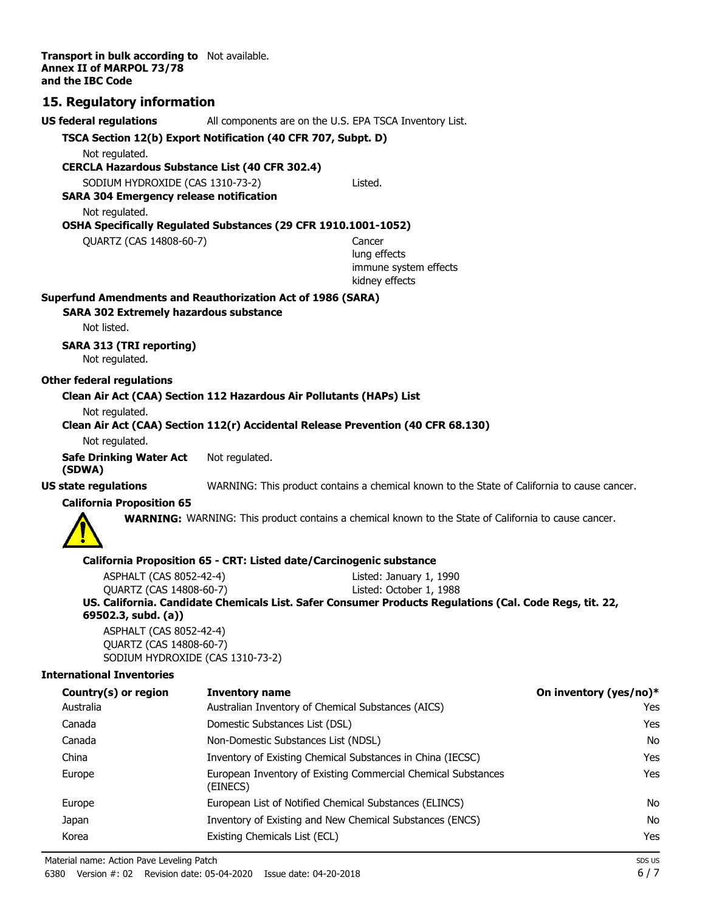**Transport in bulk according to Annex II of MARPOL 73/78 and the IBC Code** Not available.

## 15. Regulatory information

**US federal regulations** All components are on the U.S. EPA TSCA Inventory List.

**TSCA Section 12(b) Export Notification (40 CFR 707, Subpt. D)**

Not regulated.

**CERCLA Hazardous Substance List (40 CFR 302.4)**

SODIUM HYDROXIDE (CAS 1310-73-2) Listed.

**SARA 304 Emergency release notification**

Not regulated.

**OSHA Specifically Regulated Substances (29 CFR 1910.1001-1052)**

QUARTZ (CAS 14808-60-7) Cancer
lung effects
immune system effects
kidney effects

**Superfund Amendments and Reauthorization Act of 1986 (SARA)**

**SARA 302 Extremely hazardous substance**

Not listed.

**SARA 313 (TRI reporting)**

Not regulated.

**Other federal regulations**

**Clean Air Act (CAA) Section 112 Hazardous Air Pollutants (HAPs) List**

Not regulated.

**Clean Air Act (CAA) Section 112(r) Accidental Release Prevention (40 CFR 68.130)**

Not regulated.

**Safe Drinking Water Act (SDWA)** Not regulated.

**US state regulations** WARNING: This product contains a chemical known to the State of California to cause cancer.

**California Proposition 65**

**WARNING:** WARNING: This product contains a chemical known to the State of California to cause cancer.

**California Proposition 65 - CRT: Listed date/Carcinogenic substance**

ASPHALT (CAS 8052-42-4) Listed: January 1, 1990
QUARTZ (CAS 14808-60-7) Listed: October 1, 1988

**US. California. Candidate Chemicals List. Safer Consumer Products Regulations (Cal. Code Regs, tit. 22, 69502.3, subd. (a))**

ASPHALT (CAS 8052-42-4)
QUARTZ (CAS 14808-60-7)
SODIUM HYDROXIDE (CAS 1310-73-2)

**International Inventories**

| Country(s) or region | Inventory name | On inventory (yes/no)* |
|---|---|---|
| Australia | Australian Inventory of Chemical Substances (AICS) | Yes |
| Canada | Domestic Substances List (DSL) | Yes |
| Canada | Non-Domestic Substances List (NDSL) | No |
| China | Inventory of Existing Chemical Substances in China (IECSC) | Yes |
| Europe | European Inventory of Existing Commercial Chemical Substances (EINECS) | Yes |
| Europe | European List of Notified Chemical Substances (ELINCS) | No |
| Japan | Inventory of Existing and New Chemical Substances (ENCS) | No |
| Korea | Existing Chemicals List (ECL) | Yes |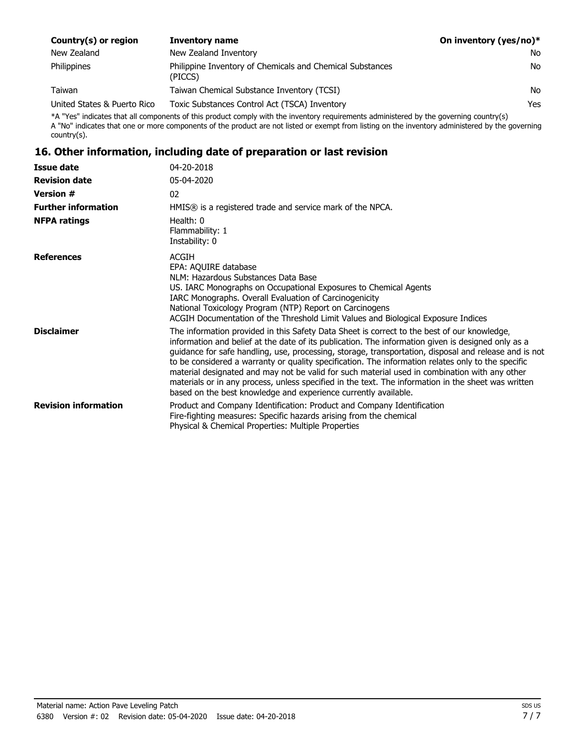| Country(s) or region | Inventory name | On inventory (yes/no)* |
|---|---|---|
| New Zealand | New Zealand Inventory | No |
| Philippines | Philippine Inventory of Chemicals and Chemical Substances (PICCS) | No |
| Taiwan | Taiwan Chemical Substance Inventory (TCSI) | No |
| United States & Puerto Rico | Toxic Substances Control Act (TSCA) Inventory | Yes |

*A "Yes" indicates that all components of this product comply with the inventory requirements administered by the governing country(s)
A "No" indicates that one or more components of the product are not listed or exempt from listing on the inventory administered by the governing country(s).

## 16. Other information, including date of preparation or last revision

| | |
|---|---|
| **Issue date** | 04-20-2018 |
| **Revision date** | 05-04-2020 |
| **Version #** | 02 |
| **Further information** | HMIS® is a registered trade and service mark of the NPCA. |
| **NFPA ratings** | Health: 0<br>Flammability: 1<br>Instability: 0 |
| **References** | ACGIH<br>EPA: AQUIRE database<br>NLM: Hazardous Substances Data Base<br>US. IARC Monographs on Occupational Exposures to Chemical Agents<br>IARC Monographs. Overall Evaluation of Carcinogenicity<br>National Toxicology Program (NTP) Report on Carcinogens<br>ACGIH Documentation of the Threshold Limit Values and Biological Exposure Indices |
| **Disclaimer** | The information provided in this Safety Data Sheet is correct to the best of our knowledge, information and belief at the date of its publication. The information given is designed only as a guidance for safe handling, use, processing, storage, transportation, disposal and release and is not to be considered a warranty or quality specification. The information relates only to the specific material designated and may not be valid for such material used in combination with any other materials or in any process, unless specified in the text. The information in the sheet was written based on the best knowledge and experience currently available. |
| **Revision information** | Product and Company Identification: Product and Company Identification<br>Fire-fighting measures: Specific hazards arising from the chemical<br>Physical & Chemical Properties: Multiple Properties |